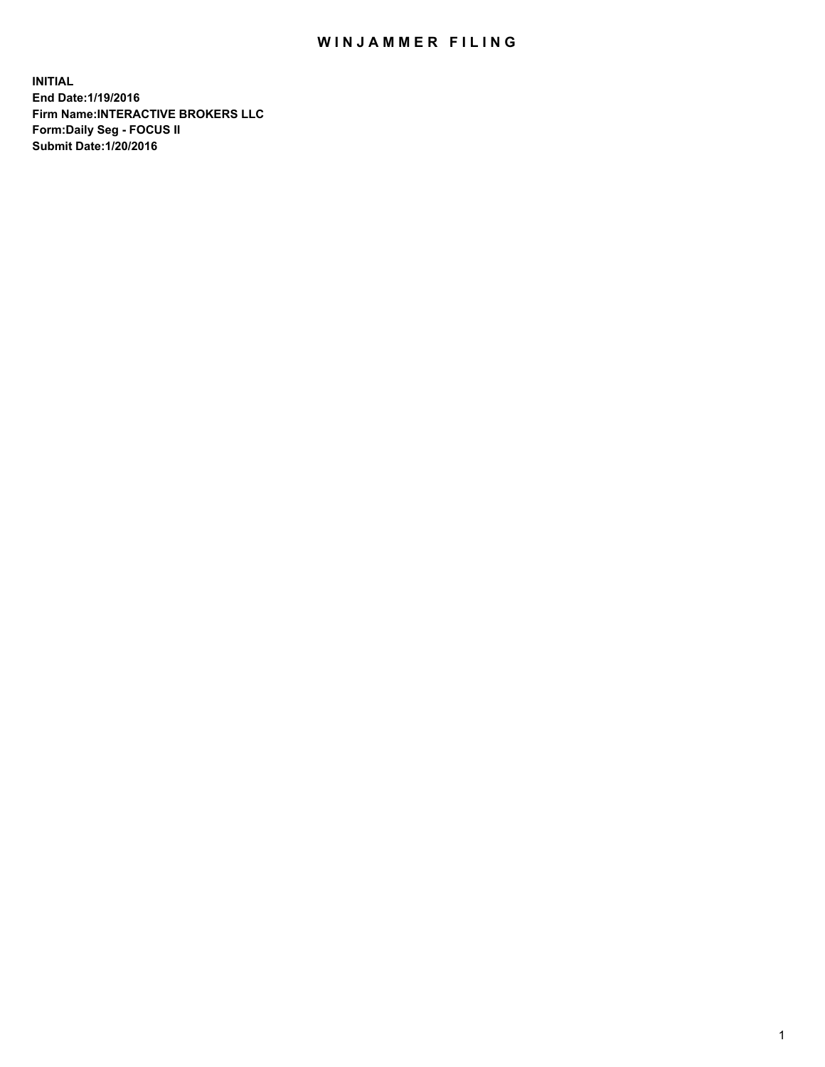# WINJAMMER FILING

**INITIAL**
**End Date:1/19/2016**
**Firm Name:INTERACTIVE BROKERS LLC**
**Form:Daily Seg - FOCUS II**
**Submit Date:1/20/2016**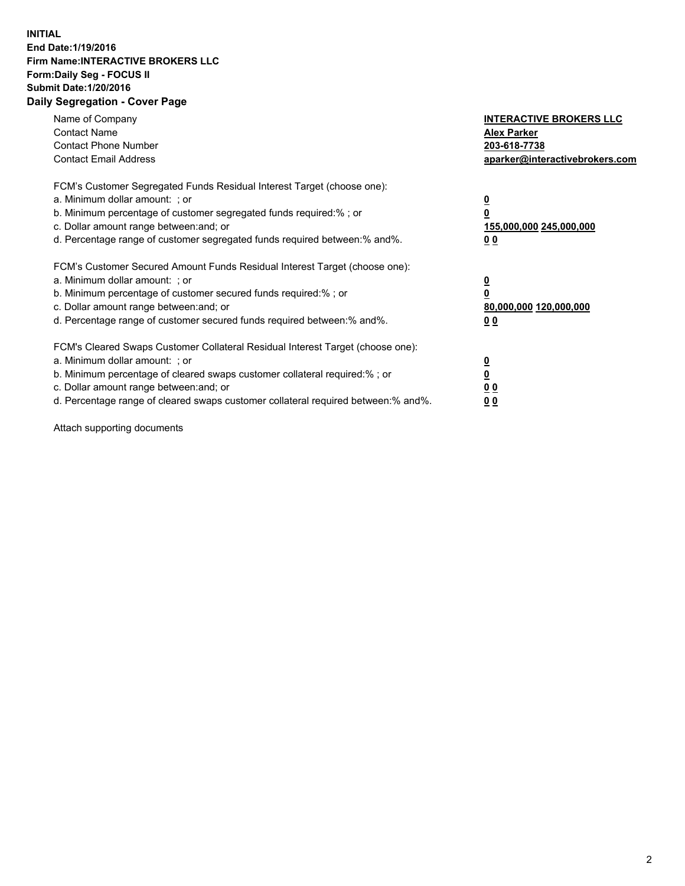**INITIAL**
**End Date:1/19/2016**
**Firm Name:INTERACTIVE BROKERS LLC**
**Form:Daily Seg - FOCUS II**
**Submit Date:1/20/2016**

## Daily Segregation - Cover Page

| | |
|---|---|
| Name of Company | **INTERACTIVE BROKERS LLC** |
| Contact Name | **Alex Parker** |
| Contact Phone Number | **203-618-7738** |
| Contact Email Address | **aparker@interactivebrokers.com** |

FCM's Customer Segregated Funds Residual Interest Target (choose one):

| | |
|---|---|
| a. Minimum dollar amount: ; or | **0** |
| b. Minimum percentage of customer segregated funds required:% ; or | **0** |
| c. Dollar amount range between:and; or | **155,000,000 245,000,000** |
| d. Percentage range of customer segregated funds required between:% and%. | **0 0** |

FCM's Customer Secured Amount Funds Residual Interest Target (choose one):

| | |
|---|---|
| a. Minimum dollar amount: ; or | **0** |
| b. Minimum percentage of customer secured funds required:% ; or | **0** |
| c. Dollar amount range between:and; or | **80,000,000 120,000,000** |
| d. Percentage range of customer secured funds required between:% and%. | **0 0** |

FCM's Cleared Swaps Customer Collateral Residual Interest Target (choose one):

| | |
|---|---|
| a. Minimum dollar amount: ; or | **0** |
| b. Minimum percentage of cleared swaps customer collateral required:% ; or | **0** |
| c. Dollar amount range between:and; or | **0 0** |
| d. Percentage range of cleared swaps customer collateral required between:% and%. | **0 0** |

Attach supporting documents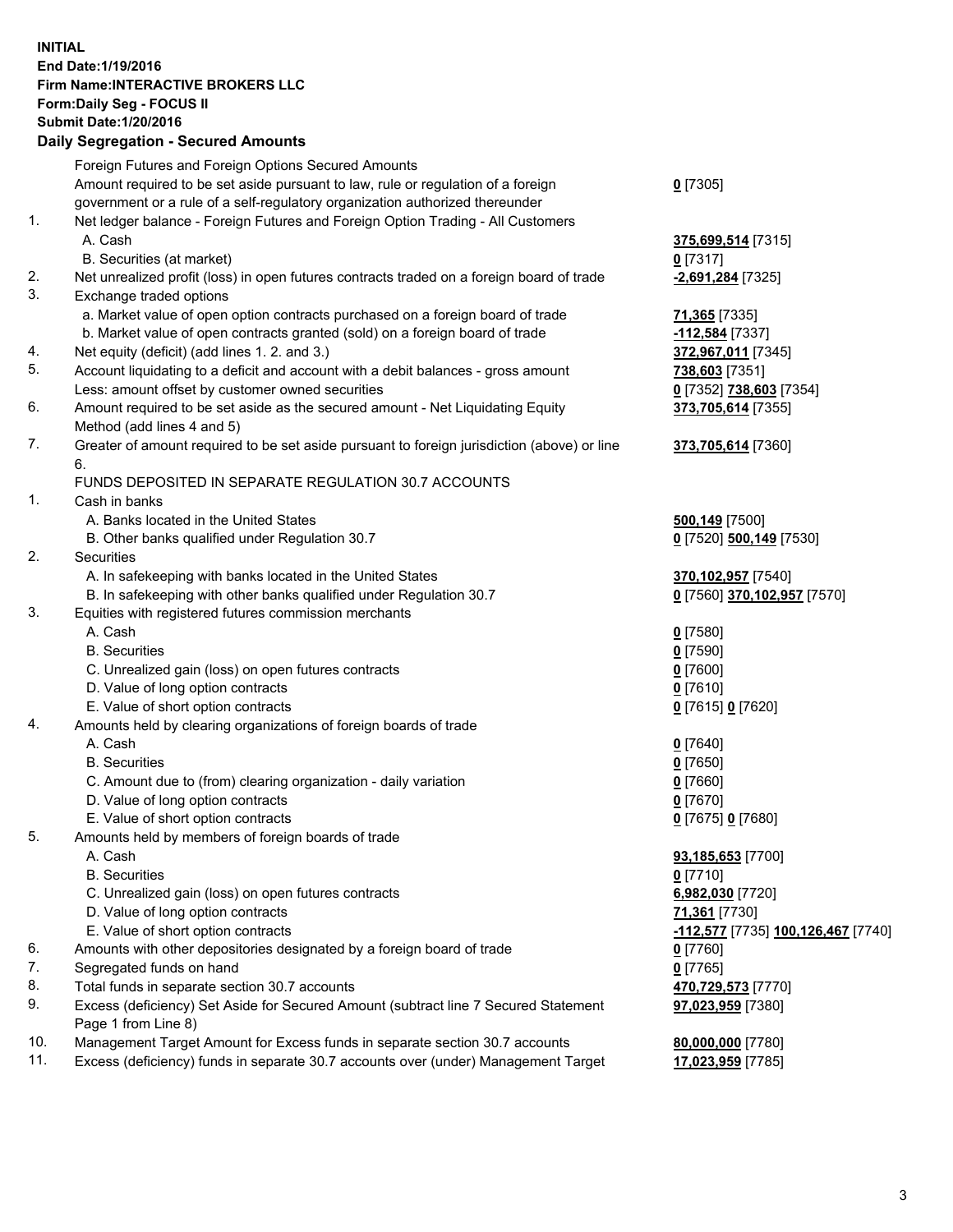**INITIAL**
**End Date:1/19/2016**
**Firm Name:INTERACTIVE BROKERS LLC**
**Form:Daily Seg - FOCUS II**
**Submit Date:1/20/2016**
**Daily Segregation - Secured Amounts**

| | | |
|---|---|---|
| | Foreign Futures and Foreign Options Secured Amounts | |
| | Amount required to be set aside pursuant to law, rule or regulation of a foreign government or a rule of a self-regulatory organization authorized thereunder | **0** [7305] |
| 1. | Net ledger balance - Foreign Futures and Foreign Option Trading - All Customers | |
| | A. Cash | **375,699,514** [7315] |
| | B. Securities (at market) | **0** [7317] |
| 2. | Net unrealized profit (loss) in open futures contracts traded on a foreign board of trade | **-2,691,284** [7325] |
| 3. | Exchange traded options | |
| | a. Market value of open option contracts purchased on a foreign board of trade | **71,365** [7335] |
| | b. Market value of open contracts granted (sold) on a foreign board of trade | **-112,584** [7337] |
| 4. | Net equity (deficit) (add lines 1. 2. and 3.) | **372,967,011** [7345] |
| 5. | Account liquidating to a deficit and account with a debit balances - gross amount | **738,603** [7351] |
| | Less: amount offset by customer owned securities | **0** [7352] **738,603** [7354] |
| 6. | Amount required to be set aside as the secured amount - Net Liquidating Equity Method (add lines 4 and 5) | **373,705,614** [7355] |
| 7. | Greater of amount required to be set aside pursuant to foreign jurisdiction (above) or line 6. | **373,705,614** [7360] |
| | FUNDS DEPOSITED IN SEPARATE REGULATION 30.7 ACCOUNTS | |
| 1. | Cash in banks | |
| | A. Banks located in the United States | **500,149** [7500] |
| | B. Other banks qualified under Regulation 30.7 | **0** [7520] **500,149** [7530] |
| 2. | Securities | |
| | A. In safekeeping with banks located in the United States | **370,102,957** [7540] |
| | B. In safekeeping with other banks qualified under Regulation 30.7 | **0** [7560] **370,102,957** [7570] |
| 3. | Equities with registered futures commission merchants | |
| | A. Cash | **0** [7580] |
| | B. Securities | **0** [7590] |
| | C. Unrealized gain (loss) on open futures contracts | **0** [7600] |
| | D. Value of long option contracts | **0** [7610] |
| | E. Value of short option contracts | **0** [7615] **0** [7620] |
| 4. | Amounts held by clearing organizations of foreign boards of trade | |
| | A. Cash | **0** [7640] |
| | B. Securities | **0** [7650] |
| | C. Amount due to (from) clearing organization - daily variation | **0** [7660] |
| | D. Value of long option contracts | **0** [7670] |
| | E. Value of short option contracts | **0** [7675] **0** [7680] |
| 5. | Amounts held by members of foreign boards of trade | |
| | A. Cash | **93,185,653** [7700] |
| | B. Securities | **0** [7710] |
| | C. Unrealized gain (loss) on open futures contracts | **6,982,030** [7720] |
| | D. Value of long option contracts | **71,361** [7730] |
| | E. Value of short option contracts | **-112,577** [7735] **100,126,467** [7740] |
| 6. | Amounts with other depositories designated by a foreign board of trade | **0** [7760] |
| 7. | Segregated funds on hand | **0** [7765] |
| 8. | Total funds in separate section 30.7 accounts | **470,729,573** [7770] |
| 9. | Excess (deficiency) Set Aside for Secured Amount (subtract line 7 Secured Statement Page 1 from Line 8) | **97,023,959** [7380] |
| 10. | Management Target Amount for Excess funds in separate section 30.7 accounts | **80,000,000** [7780] |
| 11. | Excess (deficiency) funds in separate 30.7 accounts over (under) Management Target | **17,023,959** [7785] |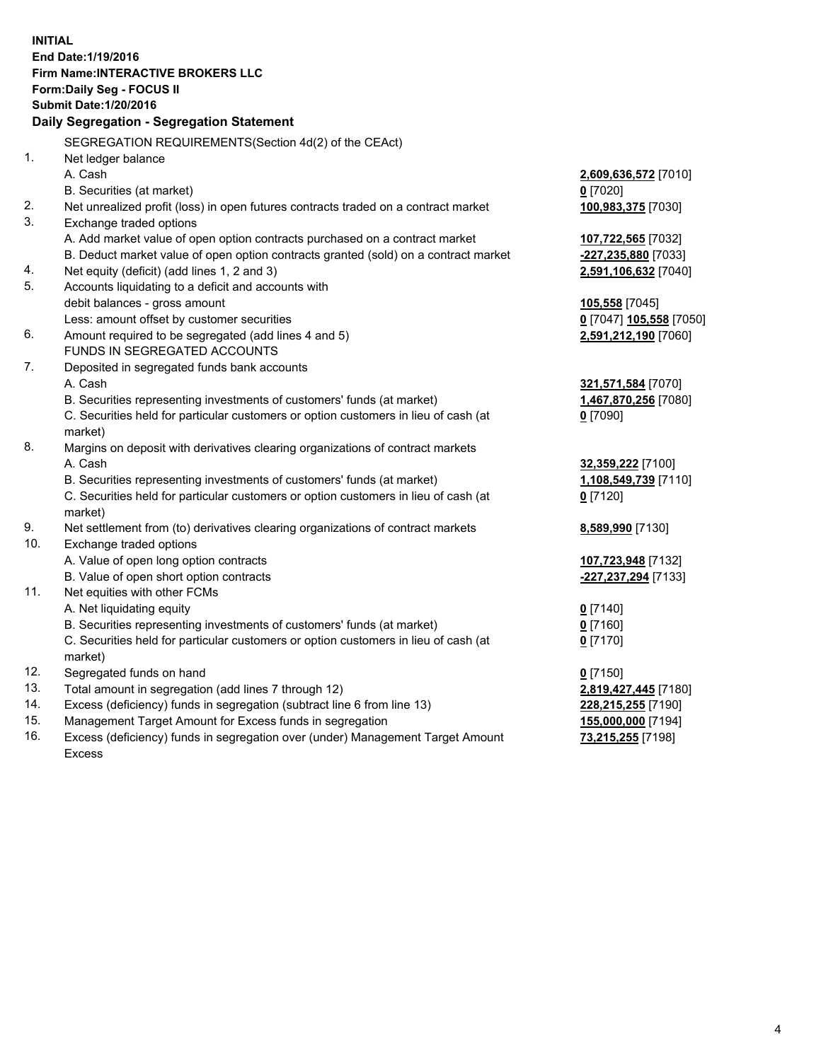**INITIAL**
**End Date:1/19/2016**
**Firm Name:INTERACTIVE BROKERS LLC**
**Form:Daily Seg - FOCUS II**
**Submit Date:1/20/2016**
**Daily Segregation - Segregation Statement**

SEGREGATION REQUIREMENTS(Section 4d(2) of the CEAct)

| | | |
|---|---|---|
| 1. | Net ledger balance | |
| | A. Cash | **2,609,636,572** [7010] |
| | B. Securities (at market) | **0** [7020] |
| 2. | Net unrealized profit (loss) in open futures contracts traded on a contract market | **100,983,375** [7030] |
| 3. | Exchange traded options | |
| | A. Add market value of open option contracts purchased on a contract market | **107,722,565** [7032] |
| | B. Deduct market value of open option contracts granted (sold) on a contract market | **-227,235,880** [7033] |
| 4. | Net equity (deficit) (add lines 1, 2 and 3) | **2,591,106,632** [7040] |
| 5. | Accounts liquidating to a deficit and accounts with | |
| | debit balances - gross amount | **105,558** [7045] |
| | Less: amount offset by customer securities | **0** [7047] **105,558** [7050] |
| 6. | Amount required to be segregated (add lines 4 and 5) | **2,591,212,190** [7060] |
| | FUNDS IN SEGREGATED ACCOUNTS | |
| 7. | Deposited in segregated funds bank accounts | |
| | A. Cash | **321,571,584** [7070] |
| | B. Securities representing investments of customers' funds (at market) | **1,467,870,256** [7080] |
| | C. Securities held for particular customers or option customers in lieu of cash (at market) | **0** [7090] |
| 8. | Margins on deposit with derivatives clearing organizations of contract markets | |
| | A. Cash | **32,359,222** [7100] |
| | B. Securities representing investments of customers' funds (at market) | **1,108,549,739** [7110] |
| | C. Securities held for particular customers or option customers in lieu of cash (at market) | **0** [7120] |
| 9. | Net settlement from (to) derivatives clearing organizations of contract markets | **8,589,990** [7130] |
| 10. | Exchange traded options | |
| | A. Value of open long option contracts | **107,723,948** [7132] |
| | B. Value of open short option contracts | **-227,237,294** [7133] |
| 11. | Net equities with other FCMs | |
| | A. Net liquidating equity | **0** [7140] |
| | B. Securities representing investments of customers' funds (at market) | **0** [7160] |
| | C. Securities held for particular customers or option customers in lieu of cash (at market) | **0** [7170] |
| 12. | Segregated funds on hand | **0** [7150] |
| 13. | Total amount in segregation (add lines 7 through 12) | **2,819,427,445** [7180] |
| 14. | Excess (deficiency) funds in segregation (subtract line 6 from line 13) | **228,215,255** [7190] |
| 15. | Management Target Amount for Excess funds in segregation | **155,000,000** [7194] |
| 16. | Excess (deficiency) funds in segregation over (under) Management Target Amount Excess | **73,215,255** [7198] |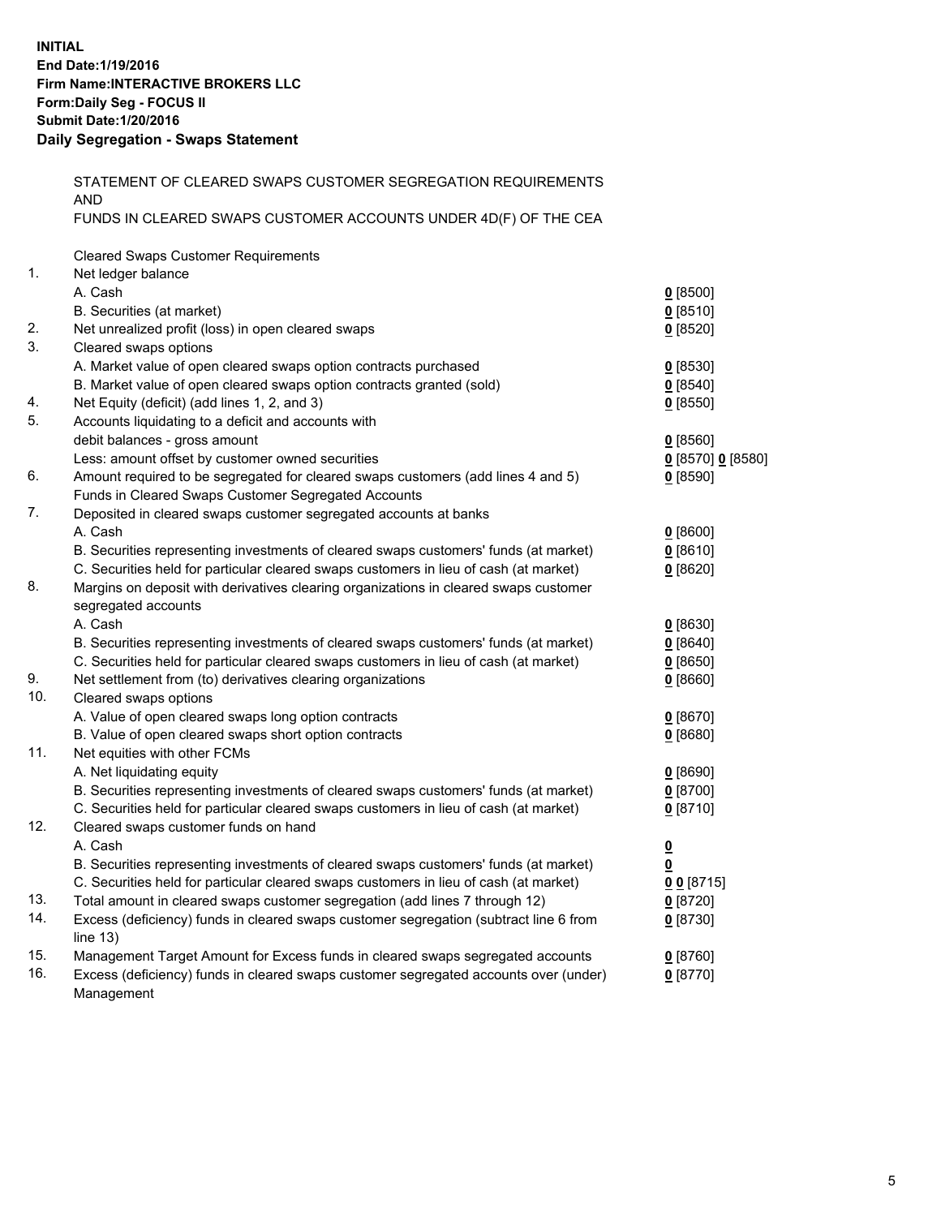**INITIAL**
**End Date:1/19/2016**
**Firm Name:INTERACTIVE BROKERS LLC**
**Form:Daily Seg - FOCUS II**
**Submit Date:1/20/2016**
**Daily Segregation - Swaps Statement**

STATEMENT OF CLEARED SWAPS CUSTOMER SEGREGATION REQUIREMENTS AND FUNDS IN CLEARED SWAPS CUSTOMER ACCOUNTS UNDER 4D(F) OF THE CEA

| | | |
|---|---|---|
| | Cleared Swaps Customer Requirements | |
| 1. | Net ledger balance | |
| | A. Cash | 0 [8500] |
| | B. Securities (at market) | 0 [8510] |
| 2. | Net unrealized profit (loss) in open cleared swaps | 0 [8520] |
| 3. | Cleared swaps options | |
| | A. Market value of open cleared swaps option contracts purchased | 0 [8530] |
| | B. Market value of open cleared swaps option contracts granted (sold) | 0 [8540] |
| 4. | Net Equity (deficit) (add lines 1, 2, and 3) | 0 [8550] |
| 5. | Accounts liquidating to a deficit and accounts with debit balances - gross amount | 0 [8560] |
| | Less: amount offset by customer owned securities | 0 [8570] 0 [8580] |
| 6. | Amount required to be segregated for cleared swaps customers (add lines 4 and 5) | 0 [8590] |
| | Funds in Cleared Swaps Customer Segregated Accounts | |
| 7. | Deposited in cleared swaps customer segregated accounts at banks | |
| | A. Cash | 0 [8600] |
| | B. Securities representing investments of cleared swaps customers' funds (at market) | 0 [8610] |
| | C. Securities held for particular cleared swaps customers in lieu of cash (at market) | 0 [8620] |
| 8. | Margins on deposit with derivatives clearing organizations in cleared swaps customer segregated accounts | |
| | A. Cash | 0 [8630] |
| | B. Securities representing investments of cleared swaps customers' funds (at market) | 0 [8640] |
| | C. Securities held for particular cleared swaps customers in lieu of cash (at market) | 0 [8650] |
| 9. | Net settlement from (to) derivatives clearing organizations | 0 [8660] |
| 10. | Cleared swaps options | |
| | A. Value of open cleared swaps long option contracts | 0 [8670] |
| | B. Value of open cleared swaps short option contracts | 0 [8680] |
| 11. | Net equities with other FCMs | |
| | A. Net liquidating equity | 0 [8690] |
| | B. Securities representing investments of cleared swaps customers' funds (at market) | 0 [8700] |
| | C. Securities held for particular cleared swaps customers in lieu of cash (at market) | 0 [8710] |
| 12. | Cleared swaps customer funds on hand | |
| | A. Cash | 0 |
| | B. Securities representing investments of cleared swaps customers' funds (at market) | 0 |
| | C. Securities held for particular cleared swaps customers in lieu of cash (at market) | 0 0 [8715] |
| 13. | Total amount in cleared swaps customer segregation (add lines 7 through 12) | 0 [8720] |
| 14. | Excess (deficiency) funds in cleared swaps customer segregation (subtract line 6 from line 13) | 0 [8730] |
| 15. | Management Target Amount for Excess funds in cleared swaps segregated accounts | 0 [8760] |
| 16. | Excess (deficiency) funds in cleared swaps customer segregated accounts over (under) Management | 0 [8770] |